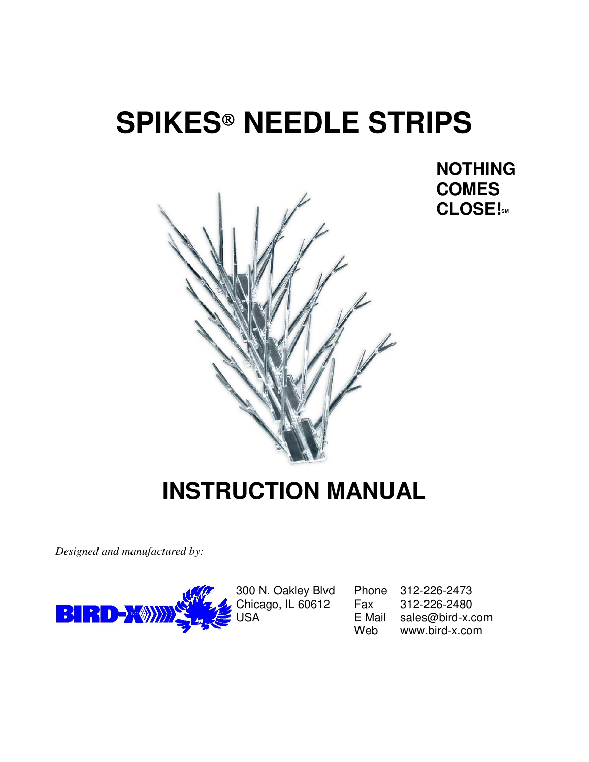# SPIKES® NEEDLE STRIPS

**NOTHING COMES CLOSE!℠**

# INSTRUCTION MANUAL

*Designed and manufactured by:*

BIRD-X INC

300 N. Oakley Blvd
Chicago, IL 60612
USA

Phone 312-226-2473
Fax 312-226-2480
E Mail sales@bird-x.com
Web www.bird-x.com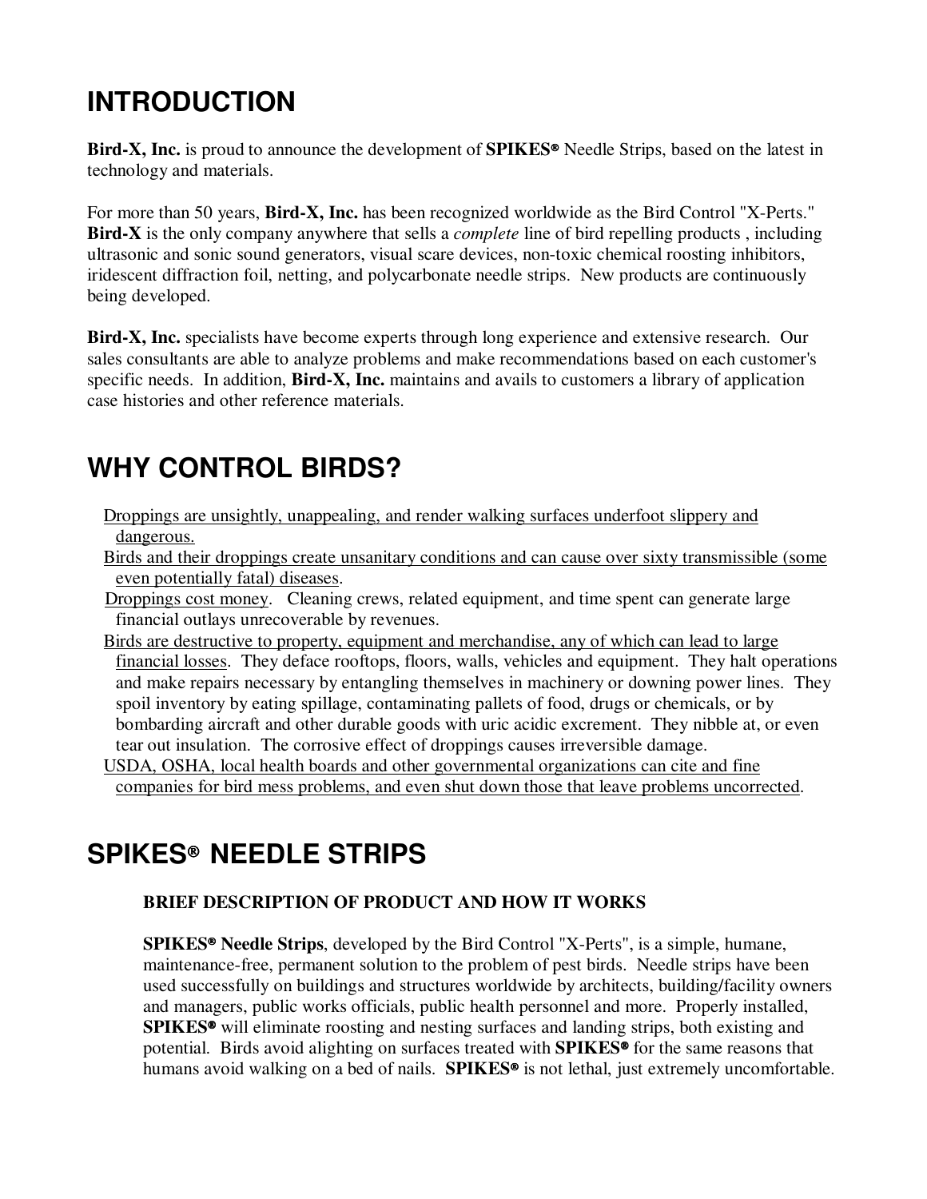# INTRODUCTION

**Bird-X, Inc.** is proud to announce the development of **SPIKES®** Needle Strips, based on the latest in technology and materials.

For more than 50 years, **Bird-X, Inc.** has been recognized worldwide as the Bird Control "X-Perts." **Bird-X** is the only company anywhere that sells a *complete* line of bird repelling products , including ultrasonic and sonic sound generators, visual scare devices, non-toxic chemical roosting inhibitors, iridescent diffraction foil, netting, and polycarbonate needle strips. New products are continuously being developed.

**Bird-X, Inc.** specialists have become experts through long experience and extensive research. Our sales consultants are able to analyze problems and make recommendations based on each customer's specific needs. In addition, **Bird-X, Inc.** maintains and avails to customers a library of application case histories and other reference materials.

# WHY CONTROL BIRDS?

- <u>Droppings are unsightly, unappealing, and render walking surfaces underfoot slippery and dangerous.</u>
- <u>Birds and their droppings create unsanitary conditions and can cause over sixty transmissible (some even potentially fatal) diseases</u>.
- <u>Droppings cost money</u>. Cleaning crews, related equipment, and time spent can generate large financial outlays unrecoverable by revenues.
- <u>Birds are destructive to property, equipment and merchandise, any of which can lead to large financial losses</u>. They deface rooftops, floors, walls, vehicles and equipment. They halt operations and make repairs necessary by entangling themselves in machinery or downing power lines. They spoil inventory by eating spillage, contaminating pallets of food, drugs or chemicals, or by bombarding aircraft and other durable goods with uric acidic excrement. They nibble at, or even tear out insulation. The corrosive effect of droppings causes irreversible damage.
- <u>USDA, OSHA, local health boards and other governmental organizations can cite and fine companies for bird mess problems, and even shut down those that leave problems uncorrected</u>.

# SPIKES® NEEDLE STRIPS

### BRIEF DESCRIPTION OF PRODUCT AND HOW IT WORKS

**SPIKES® Needle Strips**, developed by the Bird Control "X-Perts", is a simple, humane, maintenance-free, permanent solution to the problem of pest birds. Needle strips have been used successfully on buildings and structures worldwide by architects, building/facility owners and managers, public works officials, public health personnel and more. Properly installed, **SPIKES®** will eliminate roosting and nesting surfaces and landing strips, both existing and potential. Birds avoid alighting on surfaces treated with **SPIKES®** for the same reasons that humans avoid walking on a bed of nails. **SPIKES®** is not lethal, just extremely uncomfortable.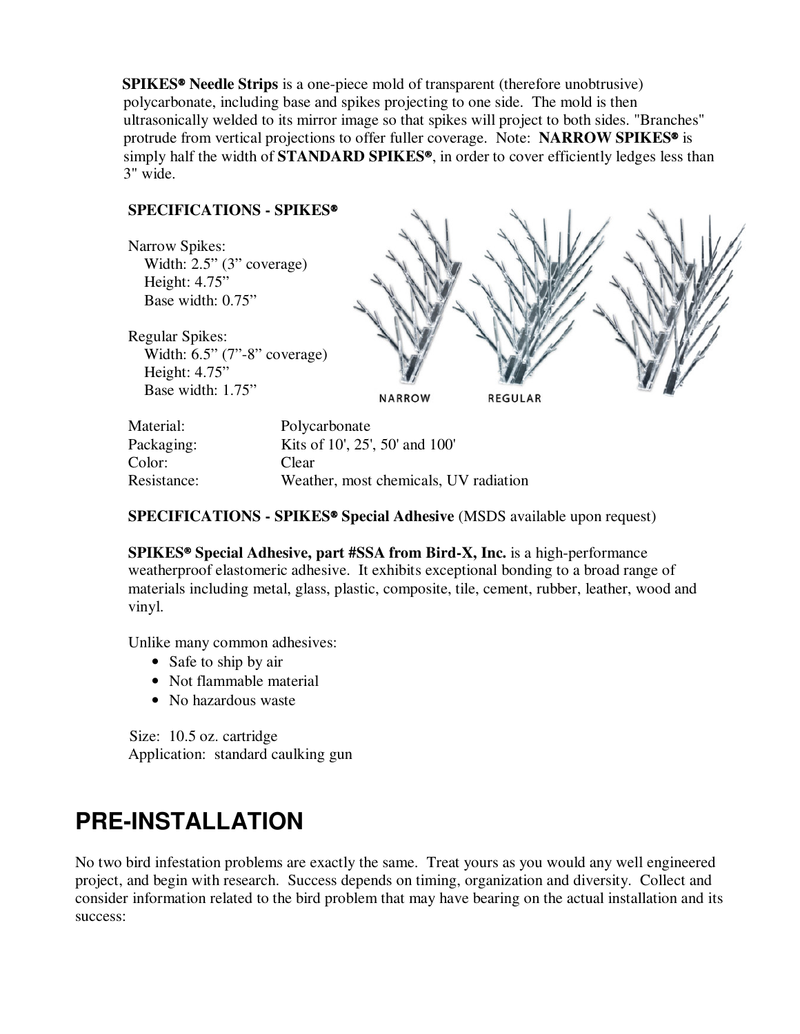**SPIKES® Needle Strips** is a one-piece mold of transparent (therefore unobtrusive) polycarbonate, including base and spikes projecting to one side. The mold is then ultrasonically welded to its mirror image so that spikes will project to both sides. "Branches" protrude from vertical projections to offer fuller coverage. Note: **NARROW SPIKES®** is simply half the width of **STANDARD SPIKES®**, in order to cover efficiently ledges less than 3" wide.

**SPECIFICATIONS - SPIKES®**

Narrow Spikes:
- Width: 2.5" (3" coverage)
- Height: 4.75"
- Base width: 0.75"

Regular Spikes:
- Width: 6.5" (7"-8" coverage)
- Height: 4.75"
- Base width: 1.75"

NARROW REGULAR

| | |
|---|---|
| Material: | Polycarbonate |
| Packaging: | Kits of 10', 25', 50' and 100' |
| Color: | Clear |
| Resistance: | Weather, most chemicals, UV radiation |

**SPECIFICATIONS - SPIKES® Special Adhesive** (MSDS available upon request)

**SPIKES® Special Adhesive, part #SSA from Bird-X, Inc.** is a high-performance weatherproof elastomeric adhesive. It exhibits exceptional bonding to a broad range of materials including metal, glass, plastic, composite, tile, cement, rubber, leather, wood and vinyl.

Unlike many common adhesives:

- Safe to ship by air
- Not flammable material
- No hazardous waste

Size: 10.5 oz. cartridge
Application: standard caulking gun

# PRE-INSTALLATION

No two bird infestation problems are exactly the same. Treat yours as you would any well engineered project, and begin with research. Success depends on timing, organization and diversity. Collect and consider information related to the bird problem that may have bearing on the actual installation and its success: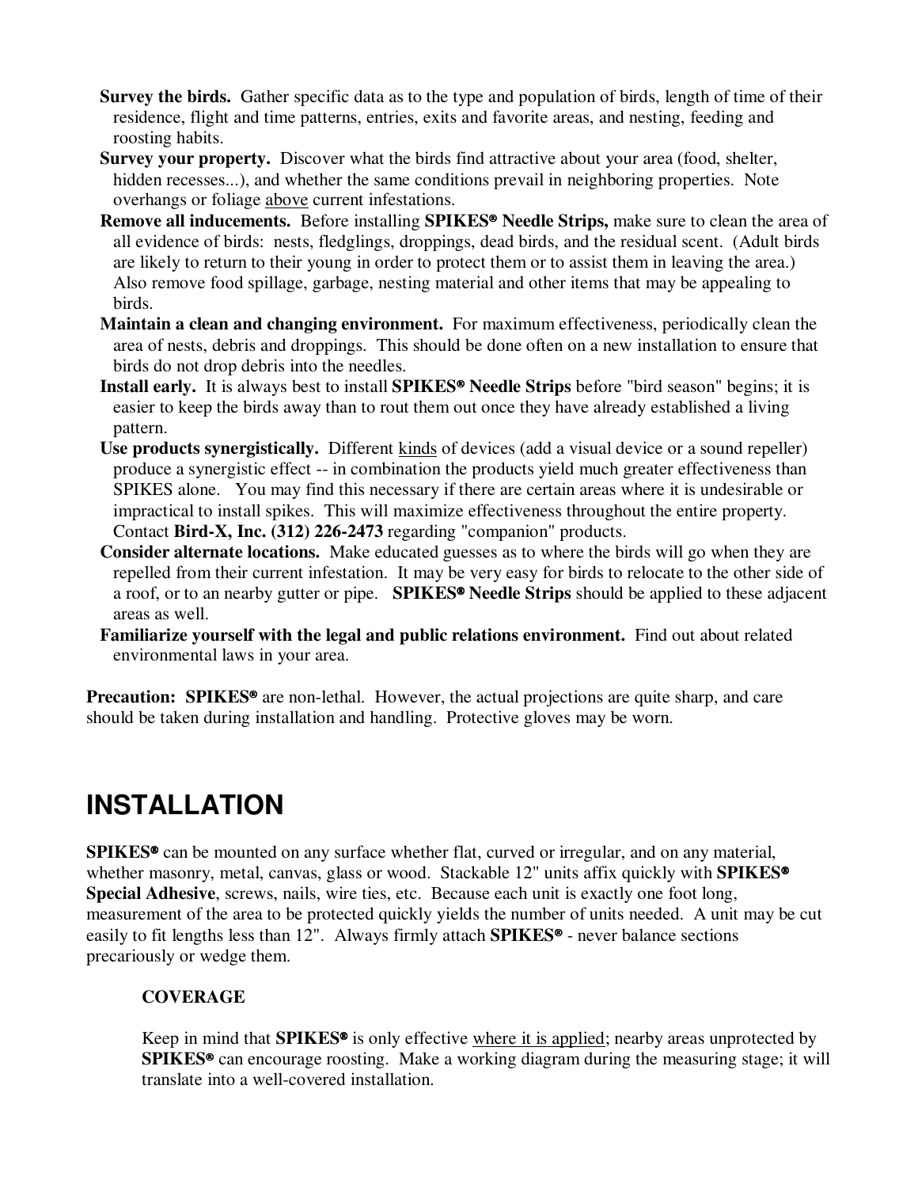**Survey the birds.** Gather specific data as to the type and population of birds, length of time of their residence, flight and time patterns, entries, exits and favorite areas, and nesting, feeding and roosting habits.

**Survey your property.** Discover what the birds find attractive about your area (food, shelter, hidden recesses...), and whether the same conditions prevail in neighboring properties. Note overhangs or foliage <u>above</u> current infestations.

**Remove all inducements.** Before installing **SPIKES® Needle Strips,** make sure to clean the area of all evidence of birds: nests, fledglings, droppings, dead birds, and the residual scent. (Adult birds are likely to return to their young in order to protect them or to assist them in leaving the area.) Also remove food spillage, garbage, nesting material and other items that may be appealing to birds.

**Maintain a clean and changing environment.** For maximum effectiveness, periodically clean the area of nests, debris and droppings. This should be done often on a new installation to ensure that birds do not drop debris into the needles.

**Install early.** It is always best to install **SPIKES® Needle Strips** before "bird season" begins; it is easier to keep the birds away than to rout them out once they have already established a living pattern.

**Use products synergistically.** Different <u>kinds</u> of devices (add a visual device or a sound repeller) produce a synergistic effect -- in combination the products yield much greater effectiveness than SPIKES alone. You may find this necessary if there are certain areas where it is undesirable or impractical to install spikes. This will maximize effectiveness throughout the entire property. Contact **Bird-X, Inc. (312) 226-2473** regarding "companion" products.

**Consider alternate locations.** Make educated guesses as to where the birds will go when they are repelled from their current infestation. It may be very easy for birds to relocate to the other side of a roof, or to an nearby gutter or pipe. **SPIKES® Needle Strips** should be applied to these adjacent areas as well.

**Familiarize yourself with the legal and public relations environment.** Find out about related environmental laws in your area.

**Precaution: SPIKES®** are non-lethal. However, the actual projections are quite sharp, and care should be taken during installation and handling. Protective gloves may be worn.

# INSTALLATION

**SPIKES®** can be mounted on any surface whether flat, curved or irregular, and on any material, whether masonry, metal, canvas, glass or wood. Stackable 12" units affix quickly with **SPIKES® Special Adhesive**, screws, nails, wire ties, etc. Because each unit is exactly one foot long, measurement of the area to be protected quickly yields the number of units needed. A unit may be cut easily to fit lengths less than 12". Always firmly attach **SPIKES®** - never balance sections precariously or wedge them.

### COVERAGE

Keep in mind that **SPIKES®** is only effective <u>where it is applied</u>; nearby areas unprotected by **SPIKES®** can encourage roosting. Make a working diagram during the measuring stage; it will translate into a well-covered installation.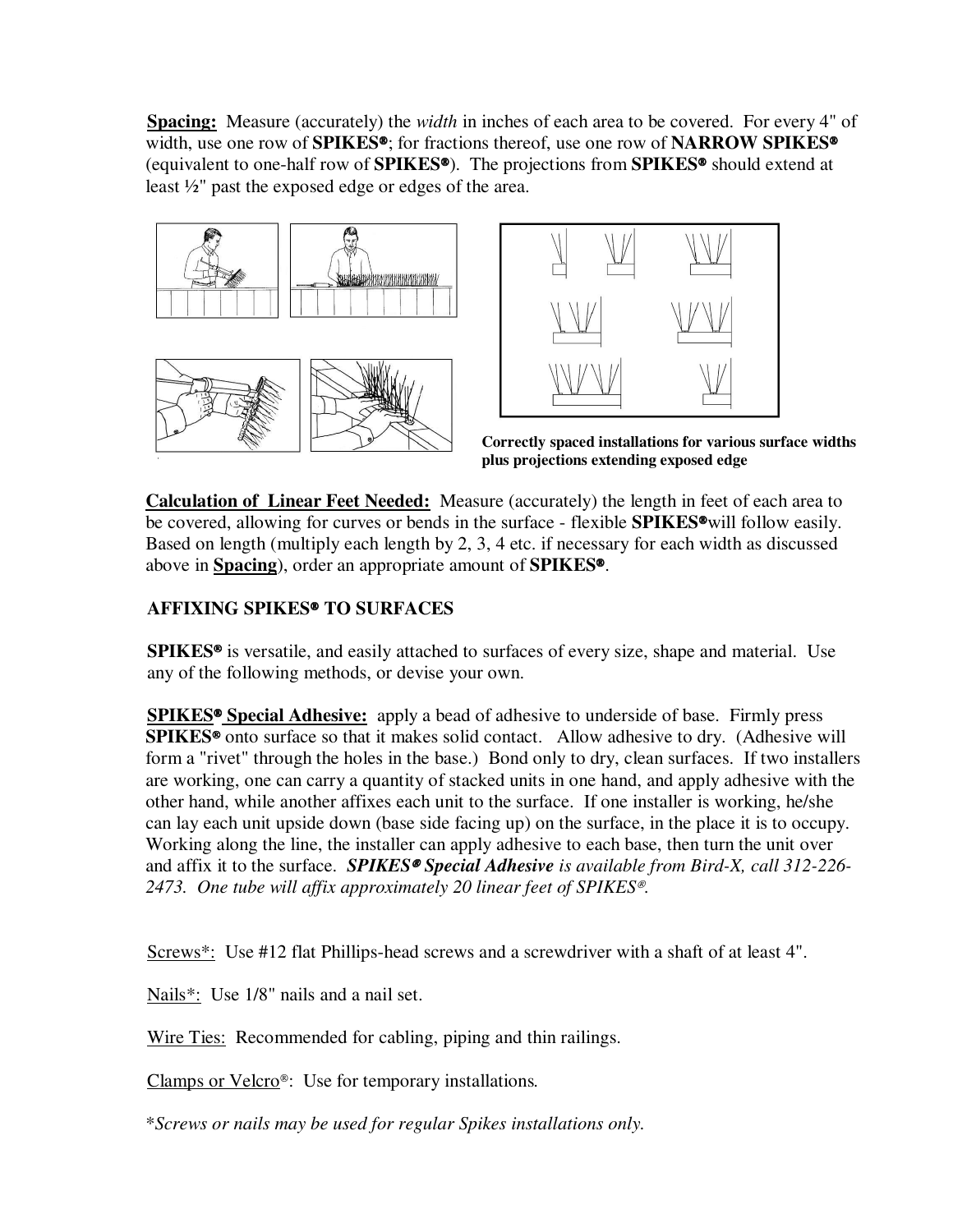**Spacing:** Measure (accurately) the *width* in inches of each area to be covered. For every 4" of width, use one row of **SPIKES®**; for fractions thereof, use one row of **NARROW SPIKES®** (equivalent to one-half row of **SPIKES®**). The projections from **SPIKES®** should extend at least ½" past the exposed edge or edges of the area.

**Correctly spaced installations for various surface widths plus projections extending exposed edge**

**Calculation of Linear Feet Needed:** Measure (accurately) the length in feet of each area to be covered, allowing for curves or bends in the surface - flexible **SPIKES®** will follow easily. Based on length (multiply each length by 2, 3, 4 etc. if necessary for each width as discussed above in **Spacing**), order an appropriate amount of **SPIKES®**.

## AFFIXING SPIKES® TO SURFACES

**SPIKES®** is versatile, and easily attached to surfaces of every size, shape and material. Use any of the following methods, or devise your own.

**SPIKES® Special Adhesive:** apply a bead of adhesive to underside of base. Firmly press **SPIKES®** onto surface so that it makes solid contact. Allow adhesive to dry. (Adhesive will form a "rivet" through the holes in the base.) Bond only to dry, clean surfaces. If two installers are working, one can carry a quantity of stacked units in one hand, and apply adhesive with the other hand, while another affixes each unit to the surface. If one installer is working, he/she can lay each unit upside down (base side facing up) on the surface, in the place it is to occupy. Working along the line, the installer can apply adhesive to each base, then turn the unit over and affix it to the surface. ***SPIKES® Special Adhesive** is available from Bird-X, call 312-226-2473. One tube will affix approximately 20 linear feet of SPIKES®.*

Screws*: Use #12 flat Phillips-head screws and a screwdriver with a shaft of at least 4".

Nails*: Use 1/8" nails and a nail set.

Wire Ties: Recommended for cabling, piping and thin railings.

Clamps or Velcro®: Use for temporary installations.

**Screws or nails may be used for regular Spikes installations only.*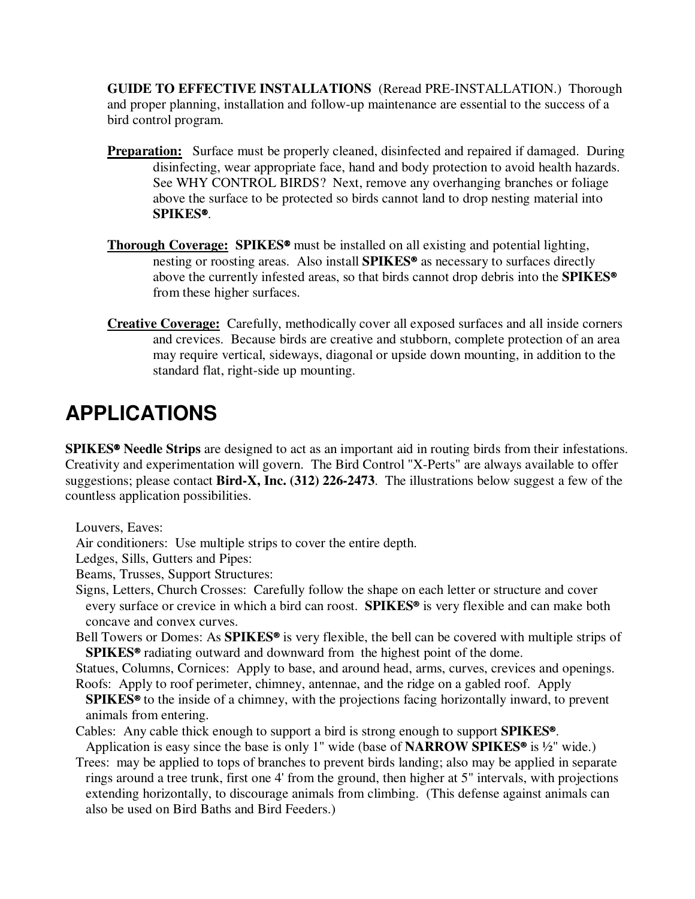**GUIDE TO EFFECTIVE INSTALLATIONS** (Reread PRE-INSTALLATION.) Thorough and proper planning, installation and follow-up maintenance are essential to the success of a bird control program.

**Preparation:** Surface must be properly cleaned, disinfected and repaired if damaged. During disinfecting, wear appropriate face, hand and body protection to avoid health hazards. See WHY CONTROL BIRDS? Next, remove any overhanging branches or foliage above the surface to be protected so birds cannot land to drop nesting material into **SPIKES®**.

**Thorough Coverage:** **SPIKES®** must be installed on all existing and potential lighting, nesting or roosting areas. Also install **SPIKES®** as necessary to surfaces directly above the currently infested areas, so that birds cannot drop debris into the **SPIKES®** from these higher surfaces.

**Creative Coverage:** Carefully, methodically cover all exposed surfaces and all inside corners and crevices. Because birds are creative and stubborn, complete protection of an area may require vertical, sideways, diagonal or upside down mounting, in addition to the standard flat, right-side up mounting.

# APPLICATIONS

**SPIKES® Needle Strips** are designed to act as an important aid in routing birds from their infestations. Creativity and experimentation will govern. The Bird Control "X-Perts" are always available to offer suggestions; please contact **Bird-X, Inc. (312) 226-2473**. The illustrations below suggest a few of the countless application possibilities.

Louvers, Eaves:
Air conditioners: Use multiple strips to cover the entire depth.
Ledges, Sills, Gutters and Pipes:
Beams, Trusses, Support Structures:
Signs, Letters, Church Crosses: Carefully follow the shape on each letter or structure and cover every surface or crevice in which a bird can roost. **SPIKES®** is very flexible and can make both concave and convex curves.
Bell Towers or Domes: As **SPIKES®** is very flexible, the bell can be covered with multiple strips of **SPIKES®** radiating outward and downward from the highest point of the dome.
Statues, Columns, Cornices: Apply to base, and around head, arms, curves, crevices and openings.
Roofs: Apply to roof perimeter, chimney, antennae, and the ridge on a gabled roof. Apply **SPIKES®** to the inside of a chimney, with the projections facing horizontally inward, to prevent animals from entering.
Cables: Any cable thick enough to support a bird is strong enough to support **SPIKES®**. Application is easy since the base is only 1" wide (base of **NARROW SPIKES®** is ½" wide.)
Trees: may be applied to tops of branches to prevent birds landing; also may be applied in separate rings around a tree trunk, first one 4' from the ground, then higher at 5" intervals, with projections extending horizontally, to discourage animals from climbing. (This defense against animals can also be used on Bird Baths and Bird Feeders.)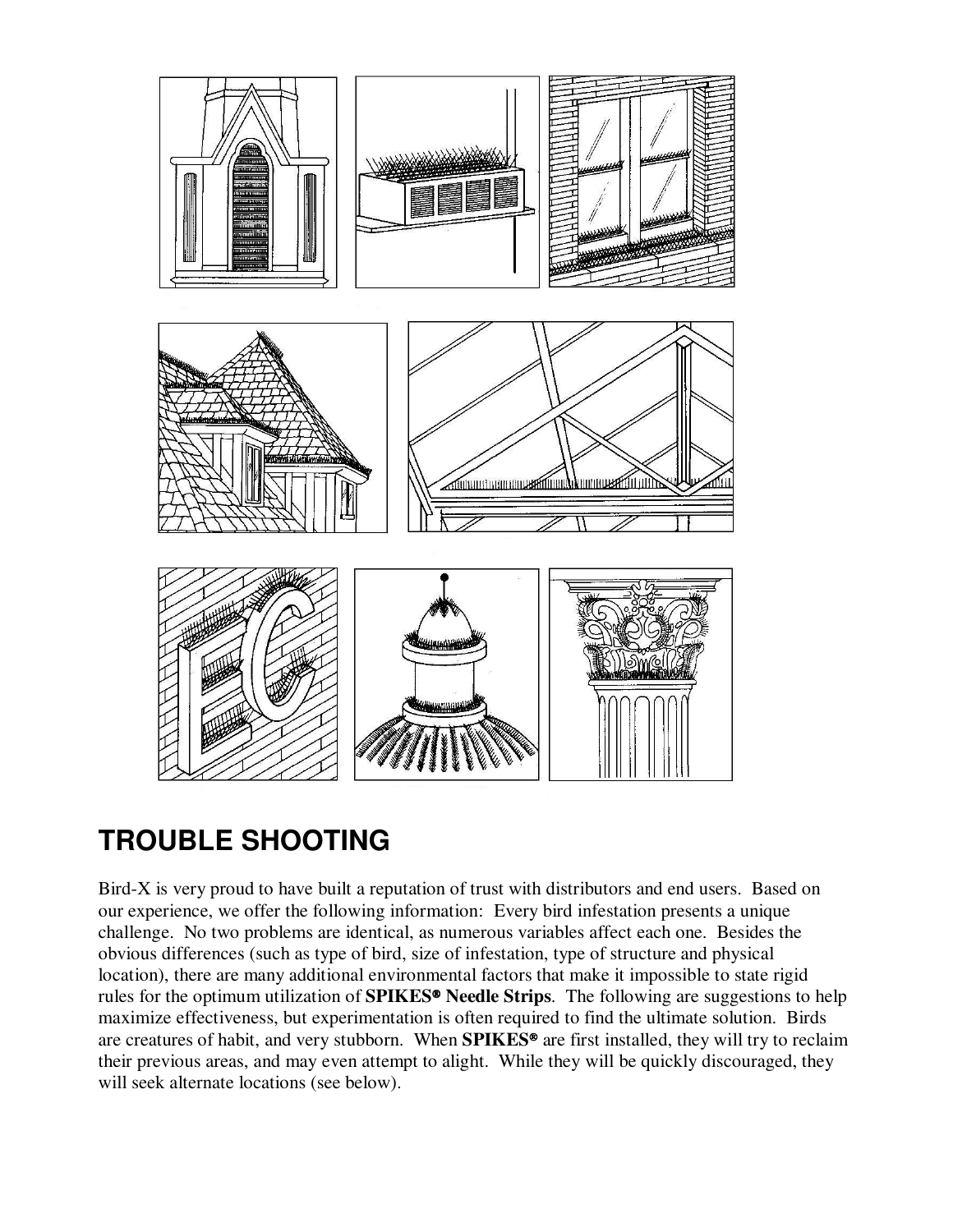## TROUBLE SHOOTING

Bird-X is very proud to have built a reputation of trust with distributors and end users. Based on our experience, we offer the following information: Every bird infestation presents a unique challenge. No two problems are identical, as numerous variables affect each one. Besides the obvious differences (such as type of bird, size of infestation, type of structure and physical location), there are many additional environmental factors that make it impossible to state rigid rules for the optimum utilization of **SPIKES® Needle Strips**. The following are suggestions to help maximize effectiveness, but experimentation is often required to find the ultimate solution. Birds are creatures of habit, and very stubborn. When **SPIKES®** are first installed, they will try to reclaim their previous areas, and may even attempt to alight. While they will be quickly discouraged, they will seek alternate locations (see below).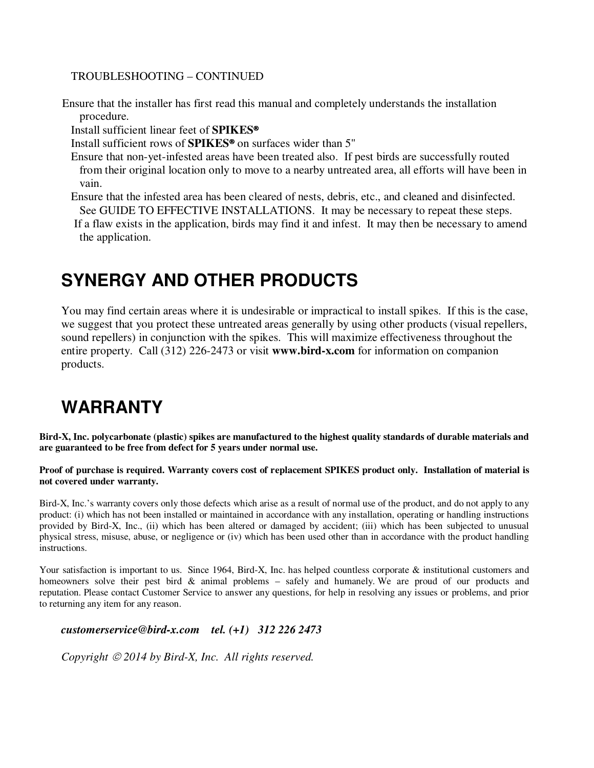TROUBLESHOOTING – CONTINUED

- Ensure that the installer has first read this manual and completely understands the installation procedure.
- Install sufficient linear feet of **SPIKES®**
- Install sufficient rows of **SPIKES®** on surfaces wider than 5"
- Ensure that non-yet-infested areas have been treated also. If pest birds are successfully routed from their original location only to move to a nearby untreated area, all efforts will have been in vain.
- Ensure that the infested area has been cleared of nests, debris, etc., and cleaned and disinfected. See GUIDE TO EFFECTIVE INSTALLATIONS. It may be necessary to repeat these steps.
- If a flaw exists in the application, birds may find it and infest. It may then be necessary to amend the application.

# SYNERGY AND OTHER PRODUCTS

You may find certain areas where it is undesirable or impractical to install spikes. If this is the case, we suggest that you protect these untreated areas generally by using other products (visual repellers, sound repellers) in conjunction with the spikes. This will maximize effectiveness throughout the entire property. Call (312) 226-2473 or visit **www.bird-x.com** for information on companion products.

# WARRANTY

**Bird-X, Inc. polycarbonate (plastic) spikes are manufactured to the highest quality standards of durable materials and are guaranteed to be free from defect for 5 years under normal use.**

**Proof of purchase is required. Warranty covers cost of replacement SPIKES product only. Installation of material is not covered under warranty.**

Bird-X, Inc.'s warranty covers only those defects which arise as a result of normal use of the product, and do not apply to any product: (i) which has not been installed or maintained in accordance with any installation, operating or handling instructions provided by Bird-X, Inc., (ii) which has been altered or damaged by accident; (iii) which has been subjected to unusual physical stress, misuse, abuse, or negligence or (iv) which has been used other than in accordance with the product handling instructions.

Your satisfaction is important to us. Since 1964, Bird-X, Inc. has helped countless corporate & institutional customers and homeowners solve their pest bird & animal problems – safely and humanely. We are proud of our products and reputation. Please contact Customer Service to answer any questions, for help in resolving any issues or problems, and prior to returning any item for any reason.

***customerservice@bird-x.com tel. (+1) 312 226 2473***

*Copyright © 2014 by Bird-X, Inc. All rights reserved.*